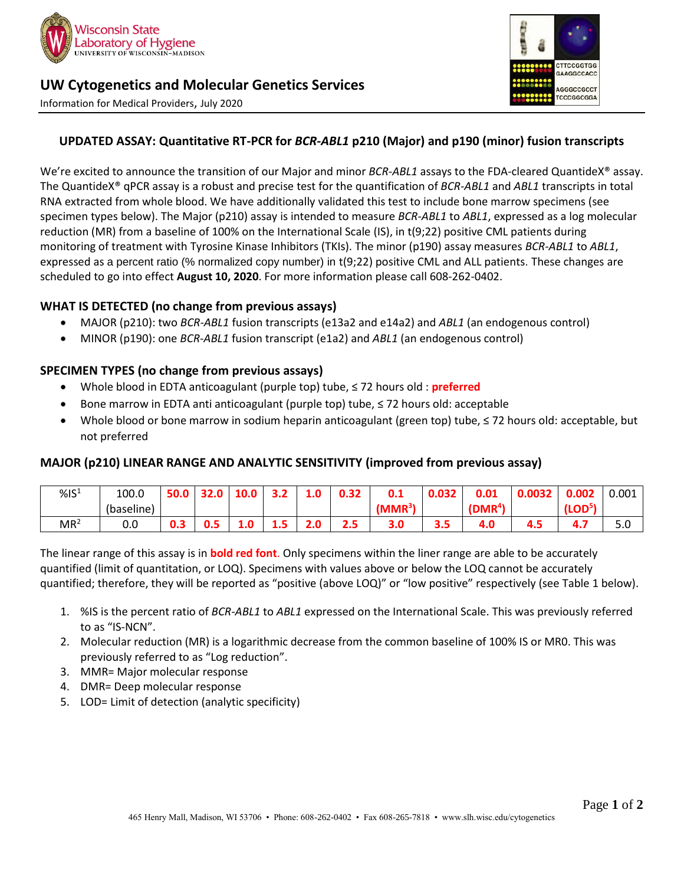# UW Cytogenetics and Molecular Genetics Services

Information for Medical Providers, July 2020

## UPDATED ASSAY: Quantitative RT-PCR for *BCR-ABL1* p210 (Major) and p190 (minor) fusion transcripts

We're excited to announce the transition of our Major and minor *BCR-ABL1* assays to the FDA-cleared QuantideX® assay. The QuantideX® qPCR assay is a robust and precise test for the quantification of *BCR-ABL1* and *ABL1* transcripts in total RNA extracted from whole blood. We have additionally validated this test to include bone marrow specimens (see specimen types below). The Major (p210) assay is intended to measure *BCR-ABL1* to *ABL1*, expressed as a log molecular reduction (MR) from a baseline of 100% on the International Scale (IS), in t(9;22) positive CML patients during monitoring of treatment with Tyrosine Kinase Inhibitors (TKIs). The minor (p190) assay measures *BCR-ABL1* to *ABL1*, expressed as a percent ratio (% normalized copy number) in t(9;22) positive CML and ALL patients. These changes are scheduled to go into effect **August 10, 2020**. For more information please call 608-262-0402.

### WHAT IS DETECTED (no change from previous assays)

- MAJOR (p210): two *BCR-ABL1* fusion transcripts (e13a2 and e14a2) and *ABL1* (an endogenous control)
- MINOR (p190): one *BCR-ABL1* fusion transcript (e1a2) and *ABL1* (an endogenous control)

### SPECIMEN TYPES (no change from previous assays)

- Whole blood in EDTA anticoagulant (purple top) tube, ≤ 72 hours old : **preferred**
- Bone marrow in EDTA anti anticoagulant (purple top) tube, ≤ 72 hours old: acceptable
- Whole blood or bone marrow in sodium heparin anticoagulant (green top) tube, ≤ 72 hours old: acceptable, but not preferred

### MAJOR (p210) LINEAR RANGE AND ANALYTIC SENSITIVITY (improved from previous assay)

| %IS[1] | 100.0 (baseline) | **50.0** | **32.0** | **10.0** | **3.2** | **1.0** | **0.32** | **0.1 (MMR[3])** | **0.032** | **0.01 (DMR[4])** | **0.0032** | **0.002 (LOD[5])** | 0.001 |
|---|---|---|---|---|---|---|---|---|---|---|---|---|---|
| MR[2] | 0.0 | **0.3** | **0.5** | **1.0** | **1.5** | **2.0** | **2.5** | **3.0** | **3.5** | **4.0** | **4.5** | **4.7** | 5.0 |

The linear range of this assay is in **bold red font**. Only specimens within the liner range are able to be accurately quantified (limit of quantitation, or LOQ). Specimens with values above or below the LOQ cannot be accurately quantified; therefore, they will be reported as "positive (above LOQ)" or "low positive" respectively (see Table 1 below).

1. %IS is the percent ratio of *BCR-ABL1* to *ABL1* expressed on the International Scale. This was previously referred to as "IS-NCN".
2. Molecular reduction (MR) is a logarithmic decrease from the common baseline of 100% IS or MR0. This was previously referred to as "Log reduction".
3. MMR= Major molecular response
4. DMR= Deep molecular response
5. LOD= Limit of detection (analytic specificity)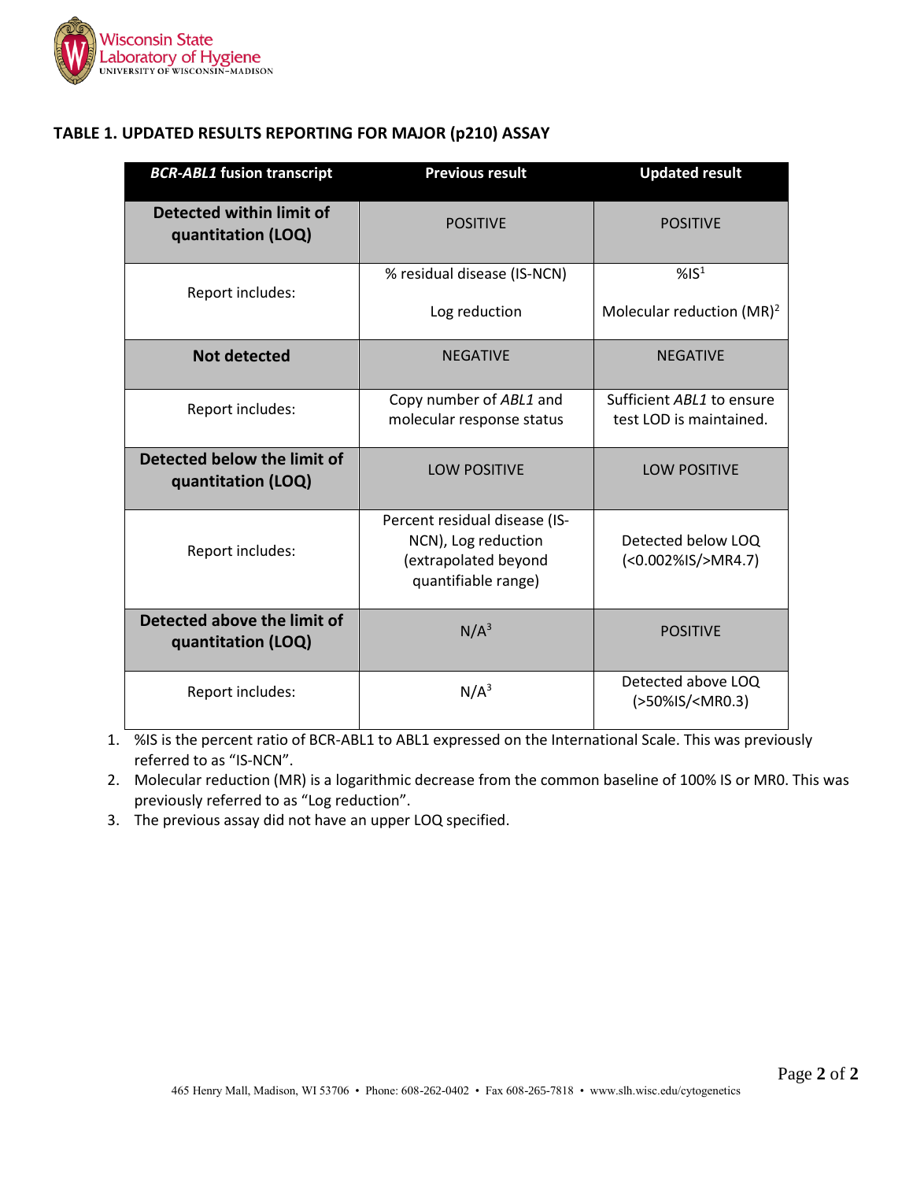### TABLE 1. UPDATED RESULTS REPORTING FOR MAJOR (p210) ASSAY

| ***BCR-ABL1* fusion transcript** | **Previous result** | **Updated result** |
|---|---|---|
| **Detected within limit of quantitation (LOQ)** | POSITIVE | POSITIVE |
| Report includes: | % residual disease (IS-NCN)<br><br>Log reduction | %IS[1]<br><br>Molecular reduction (MR)[2] |
| **Not detected** | NEGATIVE | NEGATIVE |
| Report includes: | Copy number of *ABL1* and molecular response status | Sufficient *ABL1* to ensure test LOD is maintained. |
| **Detected below the limit of quantitation (LOQ)** | LOW POSITIVE | LOW POSITIVE |
| Report includes: | Percent residual disease (IS-NCN), Log reduction (extrapolated beyond quantifiable range) | Detected below LOQ (<0.002%IS/>MR4.7) |
| **Detected above the limit of quantitation (LOQ)** | N/A[3] | POSITIVE |
| Report includes: | N/A[3] | Detected above LOQ (>50%IS/<MR0.3) |

1. %IS is the percent ratio of BCR-ABL1 to ABL1 expressed on the International Scale. This was previously referred to as "IS-NCN".
2. Molecular reduction (MR) is a logarithmic decrease from the common baseline of 100% IS or MR0. This was previously referred to as "Log reduction".
3. The previous assay did not have an upper LOQ specified.